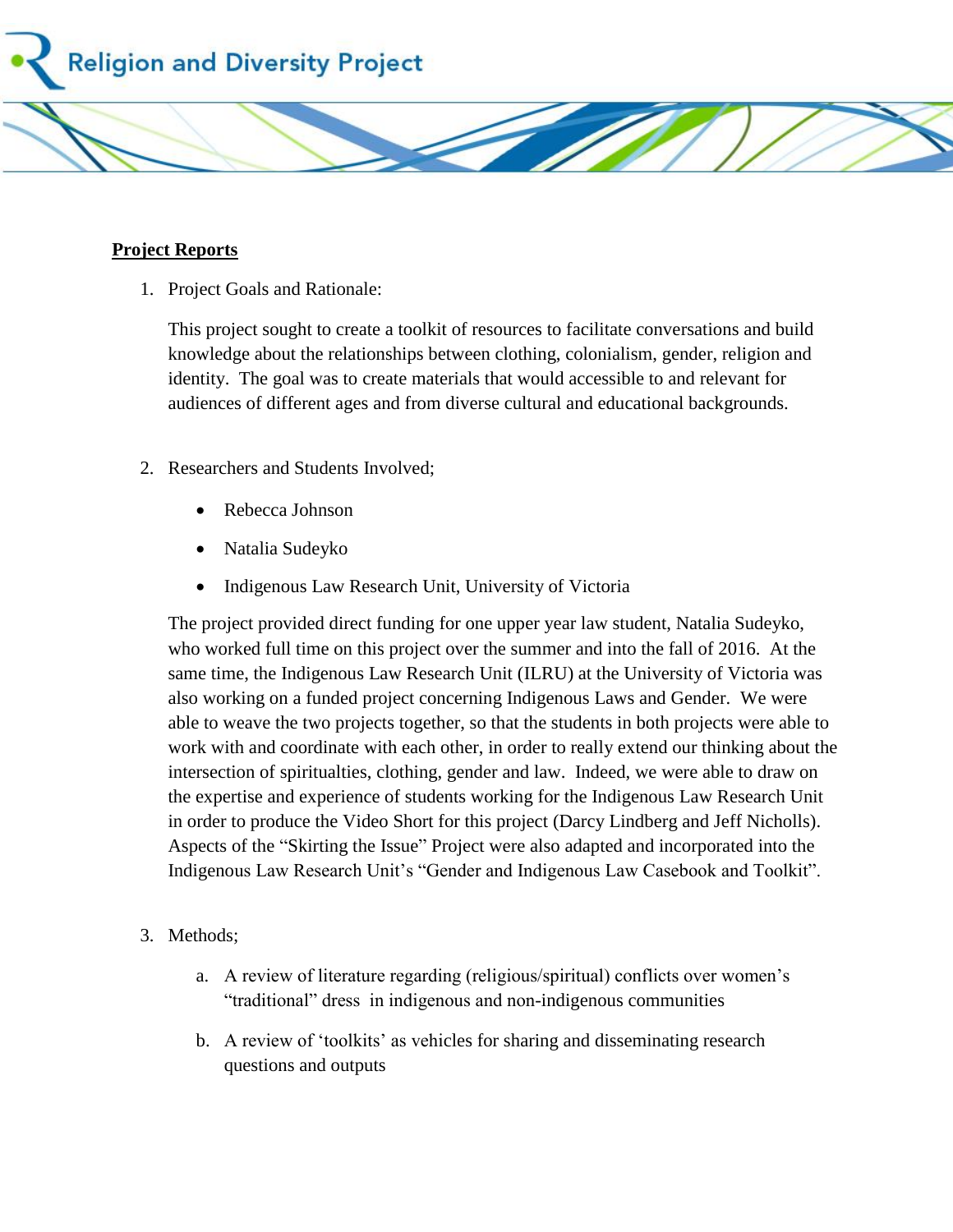Religion and Diversity Project

**Project Reports**

1. Project Goals and Rationale:

   This project sought to create a toolkit of resources to facilitate conversations and build knowledge about the relationships between clothing, colonialism, gender, religion and identity. The goal was to create materials that would accessible to and relevant for audiences of different ages and from diverse cultural and educational backgrounds.

2. Researchers and Students Involved;

   - Rebecca Johnson
   - Natalia Sudeyko
   - Indigenous Law Research Unit, University of Victoria

   The project provided direct funding for one upper year law student, Natalia Sudeyko, who worked full time on this project over the summer and into the fall of 2016. At the same time, the Indigenous Law Research Unit (ILRU) at the University of Victoria was also working on a funded project concerning Indigenous Laws and Gender. We were able to weave the two projects together, so that the students in both projects were able to work with and coordinate with each other, in order to really extend our thinking about the intersection of spiritualties, clothing, gender and law. Indeed, we were able to draw on the expertise and experience of students working for the Indigenous Law Research Unit in order to produce the Video Short for this project (Darcy Lindberg and Jeff Nicholls). Aspects of the "Skirting the Issue" Project were also adapted and incorporated into the Indigenous Law Research Unit's "Gender and Indigenous Law Casebook and Toolkit".

3. Methods;

   a. A review of literature regarding (religious/spiritual) conflicts over women's "traditional" dress in indigenous and non-indigenous communities

   b. A review of 'toolkits' as vehicles for sharing and disseminating research questions and outputs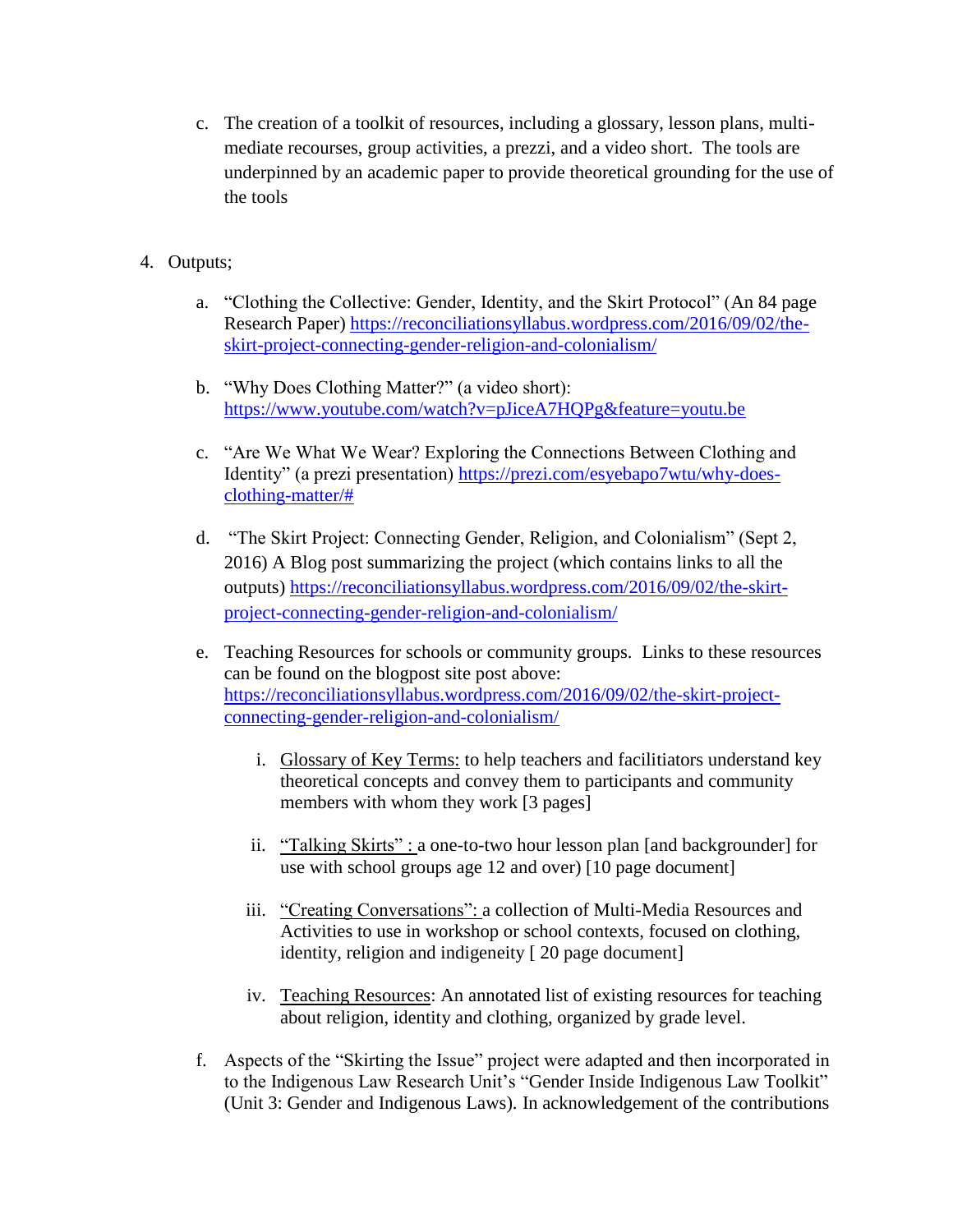c. The creation of a toolkit of resources, including a glossary, lesson plans, multi-mediate recourses, group activities, a prezzi, and a video short. The tools are underpinned by an academic paper to provide theoretical grounding for the use of the tools

4. Outputs;

   a. "Clothing the Collective: Gender, Identity, and the Skirt Protocol" (An 84 page Research Paper) https://reconciliationsyllabus.wordpress.com/2016/09/02/the-skirt-project-connecting-gender-religion-and-colonialism/

   b. "Why Does Clothing Matter?" (a video short): https://www.youtube.com/watch?v=pJiceA7HQPg&feature=youtu.be

   c. "Are We What We Wear? Exploring the Connections Between Clothing and Identity" (a prezi presentation) https://prezi.com/esyebapo7wtu/why-does-clothing-matter/#

   d. "The Skirt Project: Connecting Gender, Religion, and Colonialism" (Sept 2, 2016) A Blog post summarizing the project (which contains links to all the outputs) https://reconciliationsyllabus.wordpress.com/2016/09/02/the-skirt-project-connecting-gender-religion-and-colonialism/

   e. Teaching Resources for schools or community groups. Links to these resources can be found on the blogpost site post above: https://reconciliationsyllabus.wordpress.com/2016/09/02/the-skirt-project-connecting-gender-religion-and-colonialism/

      i. Glossary of Key Terms: to help teachers and facilitiators understand key theoretical concepts and convey them to participants and community members with whom they work [3 pages]

      ii. "Talking Skirts" : a one-to-two hour lesson plan [and backgrounder] for use with school groups age 12 and over) [10 page document]

      iii. "Creating Conversations": a collection of Multi-Media Resources and Activities to use in workshop or school contexts, focused on clothing, identity, religion and indigeneity [ 20 page document]

      iv. Teaching Resources: An annotated list of existing resources for teaching about religion, identity and clothing, organized by grade level.

   f. Aspects of the "Skirting the Issue" project were adapted and then incorporated in to the Indigenous Law Research Unit's "Gender Inside Indigenous Law Toolkit" (Unit 3: Gender and Indigenous Laws). In acknowledgement of the contributions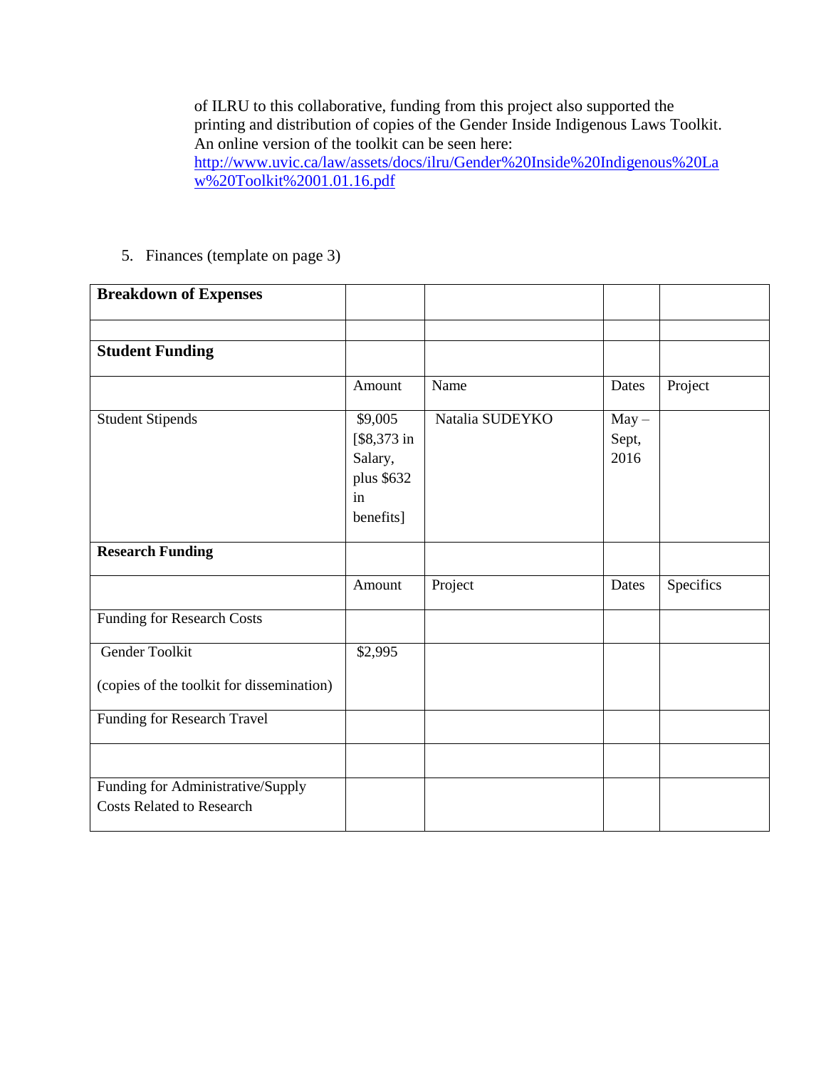of ILRU to this collaborative, funding from this project also supported the printing and distribution of copies of the Gender Inside Indigenous Laws Toolkit. An online version of the toolkit can be seen here: [http://www.uvic.ca/law/assets/docs/ilru/Gender%20Inside%20Indigenous%20Law%20Toolkit%2001.01.16.pdf](http://www.uvic.ca/law/assets/docs/ilru/Gender%20Inside%20Indigenous%20Law%20Toolkit%2001.01.16.pdf)

5. Finances (template on page 3)

| | | | | |
|---|---|---|---|---|
| **Breakdown of Expenses** | | | | |
| | | | | |
| **Student Funding** | | | | |
| | Amount | Name | Dates | Project |
| Student Stipends | $9,005 [$8,373 in Salary, plus $632 in benefits] | Natalia SUDEYKO | May – Sept, 2016 | |
| **Research Funding** | | | | |
| | Amount | Project | Dates | Specifics |
| Funding for Research Costs | | | | |
| Gender Toolkit<br><br>(copies of the toolkit for dissemination) | $2,995 | | | |
| Funding for Research Travel | | | | |
| | | | | |
| Funding for Administrative/Supply Costs Related to Research | | | | |